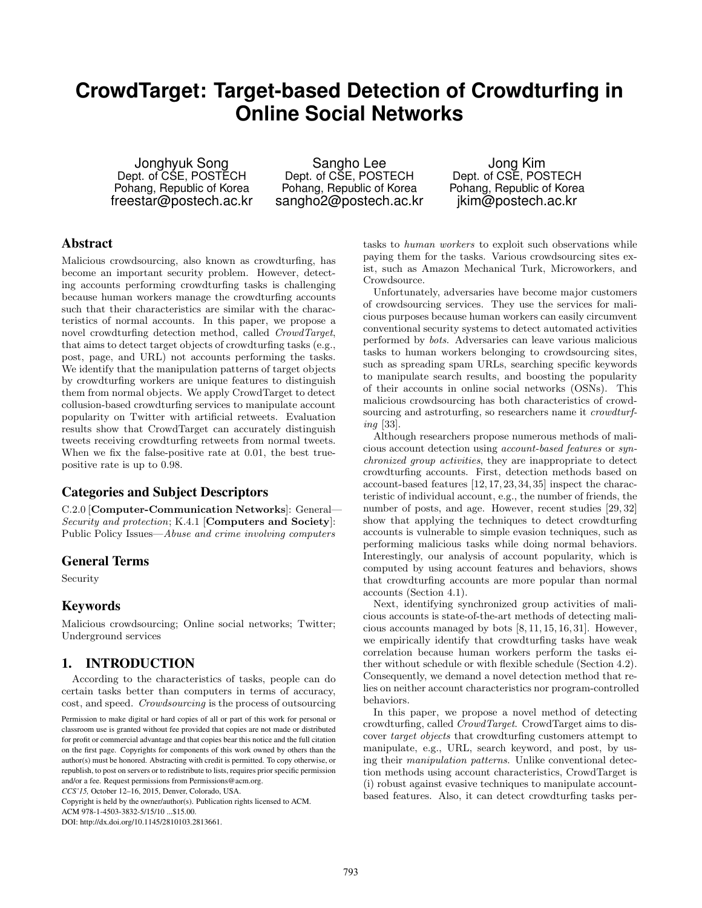# CrowdTarget: Target-based Detection of Crowdturfing in Online Social Networks

Jonghyuk Song
Dept. of CSE, POSTECH
Pohang, Republic of Korea
freestar@postech.ac.kr

Sangho Lee
Dept. of CSE, POSTECH
Pohang, Republic of Korea
sangho2@postech.ac.kr

Jong Kim
Dept. of CSE, POSTECH
Pohang, Republic of Korea
jkim@postech.ac.kr

## Abstract

Malicious crowdsourcing, also known as crowdturfing, has become an important security problem. However, detecting accounts performing crowdturfing tasks is challenging because human workers manage the crowdturfing accounts such that their characteristics are similar with the characteristics of normal accounts. In this paper, we propose a novel crowdturfing detection method, called *CrowdTarget*, that aims to detect target objects of crowdturfing tasks (e.g., post, page, and URL) not accounts performing the tasks. We identify that the manipulation patterns of target objects by crowdturfing workers are unique features to distinguish them from normal objects. We apply CrowdTarget to detect collusion-based crowdturfing services to manipulate account popularity on Twitter with artificial retweets. Evaluation results show that CrowdTarget can accurately distinguish tweets receiving crowdturfing retweets from normal tweets. When we fix the false-positive rate at 0.01, the best true-positive rate is up to 0.98.

## Categories and Subject Descriptors

C.2.0 [**Computer-Communication Networks**]: General—*Security and protection*; K.4.1 [**Computers and Society**]: Public Policy Issues—*Abuse and crime involving computers*

## General Terms

Security

## Keywords

Malicious crowdsourcing; Online social networks; Twitter; Underground services

## 1. INTRODUCTION

According to the characteristics of tasks, people can do certain tasks better than computers in terms of accuracy, cost, and speed. *Crowdsourcing* is the process of outsourcing tasks to *human workers* to exploit such observations while paying them for the tasks. Various crowdsourcing sites exist, such as Amazon Mechanical Turk, Microworkers, and Crowdsource.

Unfortunately, adversaries have become major customers of crowdsourcing services. They use the services for malicious purposes because human workers can easily circumvent conventional security systems to detect automated activities performed by *bots*. Adversaries can leave various malicious tasks to human workers belonging to crowdsourcing sites, such as spreading spam URLs, searching specific keywords to manipulate search results, and boosting the popularity of their accounts in online social networks (OSNs). This malicious crowdsourcing has both characteristics of crowdsourcing and astroturfing, so researchers name it *crowdturfing* [33].

Although researchers propose numerous methods of malicious account detection using *account-based features* or *synchronized group activities*, they are inappropriate to detect crowdturfing accounts. First, detection methods based on account-based features [12, 17, 23, 34, 35] inspect the characteristic of individual account, e.g., the number of friends, the number of posts, and age. However, recent studies [29, 32] show that applying the techniques to detect crowdturfing accounts is vulnerable to simple evasion techniques, such as performing malicious tasks while doing normal behaviors. Interestingly, our analysis of account popularity, which is computed by using account features and behaviors, shows that crowdturfing accounts are more popular than normal accounts (Section 4.1).

Next, identifying synchronized group activities of malicious accounts is state-of-the-art methods of detecting malicious accounts managed by bots [8, 11, 15, 16, 31]. However, we empirically identify that crowdturfing tasks have weak correlation because human workers perform the tasks either without schedule or with flexible schedule (Section 4.2). Consequently, we demand a novel detection method that relies on neither account characteristics nor program-controlled behaviors.

In this paper, we propose a novel method of detecting crowdturfing, called *CrowdTarget*. CrowdTarget aims to discover *target objects* that crowdturfing customers attempt to manipulate, e.g., URL, search keyword, and post, by using their *manipulation patterns*. Unlike conventional detection methods using account characteristics, CrowdTarget is (i) robust against evasive techniques to manipulate account-based features. Also, it can detect crowdturfing tasks per-

Permission to make digital or hard copies of all or part of this work for personal or classroom use is granted without fee provided that copies are not made or distributed for profit or commercial advantage and that copies bear this notice and the full citation on the first page. Copyrights for components of this work owned by others than the author(s) must be honored. Abstracting with credit is permitted. To copy otherwise, or republish, to post on servers or to redistribute to lists, requires prior specific permission and/or a fee. Request permissions from Permissions@acm.org.
*CCS'15,* October 12–16, 2015, Denver, Colorado, USA.
Copyright is held by the owner/author(s). Publication rights licensed to ACM.
ACM 978-1-4503-3832-5/15/10 ...$15.00.
DOI: http://dx.doi.org/10.1145/2810103.2813661.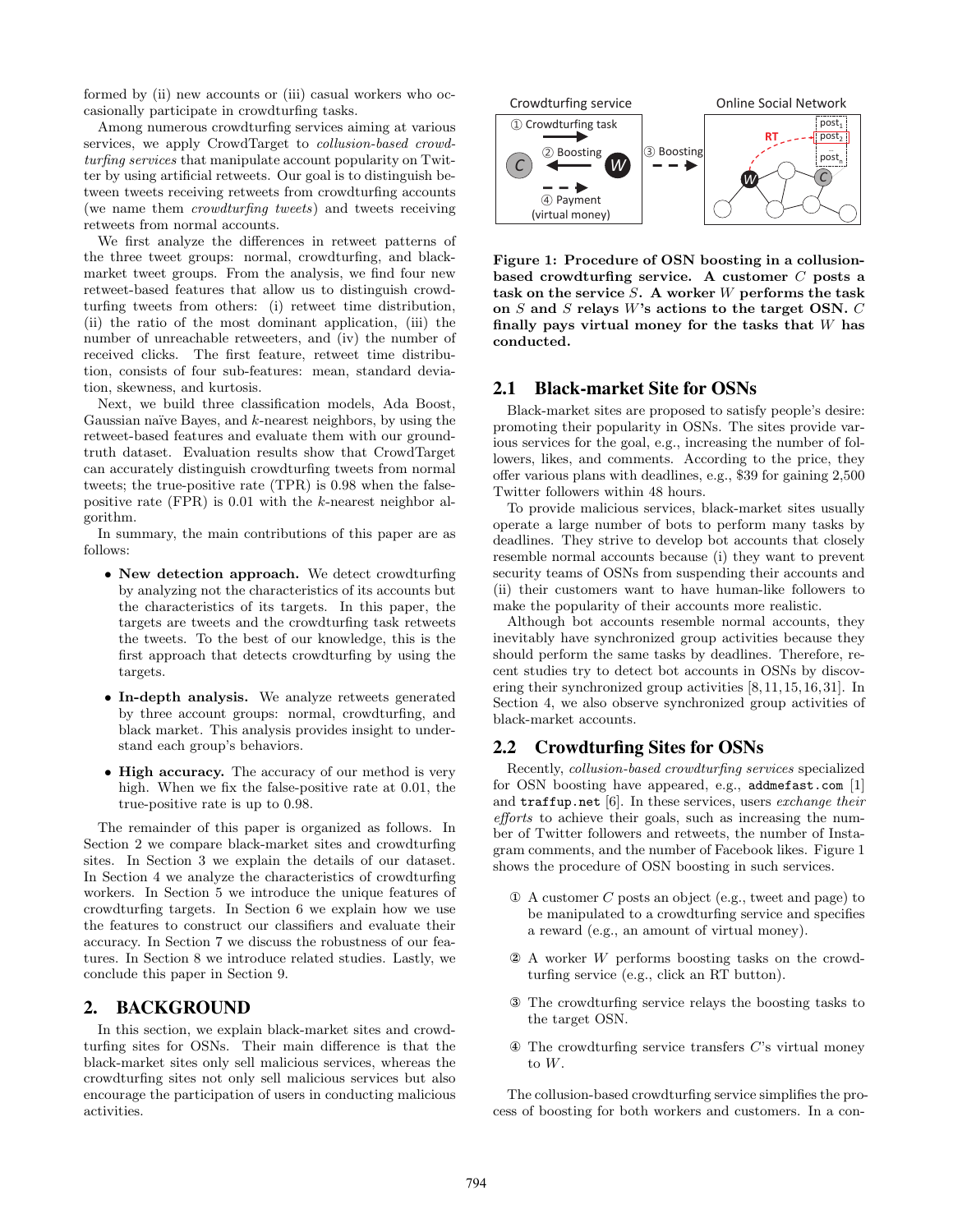formed by (ii) new accounts or (iii) casual workers who occasionally participate in crowdturfing tasks.

Among numerous crowdturfing services aiming at various services, we apply CrowdTarget to *collusion-based crowdturfing services* that manipulate account popularity on Twitter by using artificial retweets. Our goal is to distinguish between tweets receiving retweets from crowdturfing accounts (we name them *crowdturfing tweets*) and tweets receiving retweets from normal accounts.

We first analyze the differences in retweet patterns of the three tweet groups: normal, crowdturfing, and black-market tweet groups. From the analysis, we find four new retweet-based features that allow us to distinguish crowdturfing tweets from others: (i) retweet time distribution, (ii) the ratio of the most dominant application, (iii) the number of unreachable retweeters, and (iv) the number of received clicks. The first feature, retweet time distribution, consists of four sub-features: mean, standard deviation, skewness, and kurtosis.

Next, we build three classification models, Ada Boost, Gaussian naïve Bayes, and $k$-nearest neighbors, by using the retweet-based features and evaluate them with our ground-truth dataset. Evaluation results show that CrowdTarget can accurately distinguish crowdturfing tweets from normal tweets; the true-positive rate (TPR) is 0.98 when the false-positive rate (FPR) is 0.01 with the $k$-nearest neighbor algorithm.

In summary, the main contributions of this paper are as follows:

- **New detection approach.** We detect crowdturfing by analyzing not the characteristics of its accounts but the characteristics of its targets. In this paper, the targets are tweets and the crowdturfing task retweets the tweets. To the best of our knowledge, this is the first approach that detects crowdturfing by using the targets.
- **In-depth analysis.** We analyze retweets generated by three account groups: normal, crowdturfing, and black market. This analysis provides insight to understand each group's behaviors.
- **High accuracy.** The accuracy of our method is very high. When we fix the false-positive rate at 0.01, the true-positive rate is up to 0.98.

The remainder of this paper is organized as follows. In Section 2 we compare black-market sites and crowdturfing sites. In Section 3 we explain the details of our dataset. In Section 4 we analyze the characteristics of crowdturfing workers. In Section 5 we introduce the unique features of crowdturfing targets. In Section 6 we explain how we use the features to construct our classifiers and evaluate their accuracy. In Section 7 we discuss the robustness of our features. In Section 8 we introduce related studies. Lastly, we conclude this paper in Section 9.

## 2. BACKGROUND

In this section, we explain black-market sites and crowdturfing sites for OSNs. Their main difference is that the black-market sites only sell malicious services, whereas the crowdturfing sites not only sell malicious services but also encourage the participation of users in conducting malicious activities.

**Figure 1: Procedure of OSN boosting in a collusion-based crowdturfing service. A customer $C$ posts a task on the service $S$. A worker $W$ performs the task on $S$ and $S$ relays $W$'s actions to the target OSN. $C$ finally pays virtual money for the tasks that $W$ has conducted.**

### 2.1 Black-market Site for OSNs

Black-market sites are proposed to satisfy people's desire: promoting their popularity in OSNs. The sites provide various services for the goal, e.g., increasing the number of followers, likes, and comments. According to the price, they offer various plans with deadlines, e.g., $39 for gaining 2,500 Twitter followers within 48 hours.

To provide malicious services, black-market sites usually operate a large number of bots to perform many tasks by deadlines. They strive to develop bot accounts that closely resemble normal accounts because (i) they want to prevent security teams of OSNs from suspending their accounts and (ii) their customers want to have human-like followers to make the popularity of their accounts more realistic.

Although bot accounts resemble normal accounts, they inevitably have synchronized group activities because they should perform the same tasks by deadlines. Therefore, recent studies try to detect bot accounts in OSNs by discovering their synchronized group activities [8, 11, 15, 16, 31]. In Section 4, we also observe synchronized group activities of black-market accounts.

### 2.2 Crowdturfing Sites for OSNs

Recently, *collusion-based crowdturfing services* specialized for OSN boosting have appeared, e.g., `addmefast.com` [1] and `traffup.net` [6]. In these services, users *exchange their efforts* to achieve their goals, such as increasing the number of Twitter followers and retweets, the number of Instagram comments, and the number of Facebook likes. Figure 1 shows the procedure of OSN boosting in such services.

1. A customer $C$ posts an object (e.g., tweet and page) to be manipulated to a crowdturfing service and specifies a reward (e.g., an amount of virtual money).
2. A worker $W$ performs boosting tasks on the crowdturfing service (e.g., click an RT button).
3. The crowdturfing service relays the boosting tasks to the target OSN.
4. The crowdturfing service transfers $C$'s virtual money to $W$.

The collusion-based crowdturfing service simplifies the process of boosting for both workers and customers. In a con-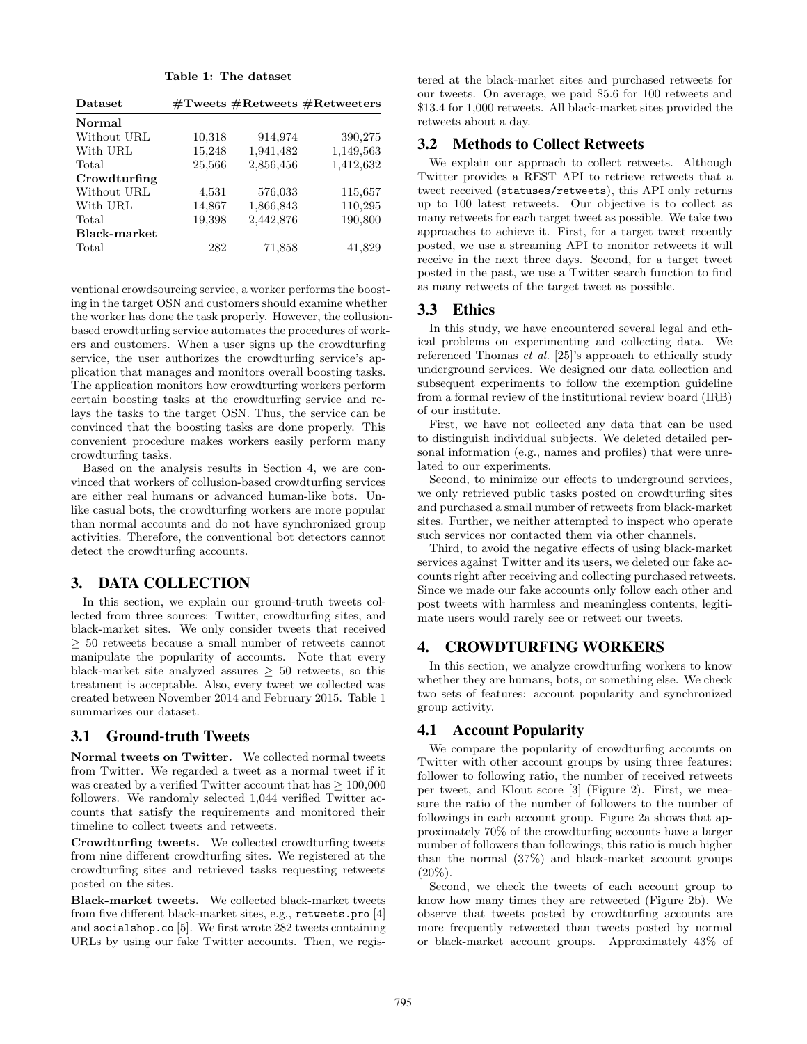**Table 1: The dataset**

| Dataset | #Tweets | #Retweets | #Retweeters |
|---|---|---|---|
| **Normal** | | | |
| Without URL | 10,318 | 914,974 | 390,275 |
| With URL | 15,248 | 1,941,482 | 1,149,563 |
| Total | 25,566 | 2,856,456 | 1,412,632 |
| **Crowdturfing** | | | |
| Without URL | 4,531 | 576,033 | 115,657 |
| With URL | 14,867 | 1,866,843 | 110,295 |
| Total | 19,398 | 2,442,876 | 190,800 |
| **Black-market** | | | |
| Total | 282 | 71,858 | 41,829 |

ventional crowdsourcing service, a worker performs the boosting in the target OSN and customers should examine whether the worker has done the task properly. However, the collusion-based crowdturfing service automates the procedures of workers and customers. When a user signs up the crowdturfing service, the user authorizes the crowdturfing service's application that manages and monitors overall boosting tasks. The application monitors how crowdturfing workers perform certain boosting tasks at the crowdturfing service and relays the tasks to the target OSN. Thus, the service can be convinced that the boosting tasks are done properly. This convenient procedure makes workers easily perform many crowdturfing tasks.

Based on the analysis results in Section 4, we are convinced that workers of collusion-based crowdturfing services are either real humans or advanced human-like bots. Unlike casual bots, the crowdturfing workers are more popular than normal accounts and do not have synchronized group activities. Therefore, the conventional bot detectors cannot detect the crowdturfing accounts.

## 3. DATA COLLECTION

In this section, we explain our ground-truth tweets collected from three sources: Twitter, crowdturfing sites, and black-market sites. We only consider tweets that received $\geq 50$ retweets because a small number of retweets cannot manipulate the popularity of accounts. Note that every black-market site analyzed assures $\geq 50$ retweets, so this treatment is acceptable. Also, every tweet we collected was created between November 2014 and February 2015. Table 1 summarizes our dataset.

### 3.1 Ground-truth Tweets

**Normal tweets on Twitter.** We collected normal tweets from Twitter. We regarded a tweet as a normal tweet if it was created by a verified Twitter account that has $\geq 100{,}000$ followers. We randomly selected 1,044 verified Twitter accounts that satisfy the requirements and monitored their timeline to collect tweets and retweets.

**Crowdturfing tweets.** We collected crowdturfing tweets from nine different crowdturfing sites. We registered at the crowdturfing sites and retrieved tasks requesting retweets posted on the sites.

**Black-market tweets.** We collected black-market tweets from five different black-market sites, e.g., `retweets.pro` [4] and `socialshop.co` [5]. We first wrote 282 tweets containing URLs by using our fake Twitter accounts. Then, we registered at the black-market sites and purchased retweets for our tweets. On average, we paid \$5.6 for 100 retweets and \$13.4 for 1,000 retweets. All black-market sites provided the retweets about a day.

### 3.2 Methods to Collect Retweets

We explain our approach to collect retweets. Although Twitter provides a REST API to retrieve retweets that a tweet received (`statuses/retweets`), this API only returns up to 100 latest retweets. Our objective is to collect as many retweets for each target tweet as possible. We take two approaches to achieve it. First, for a target tweet recently posted, we use a streaming API to monitor retweets it will receive in the next three days. Second, for a target tweet posted in the past, we use a Twitter search function to find as many retweets of the target tweet as possible.

### 3.3 Ethics

In this study, we have encountered several legal and ethical problems on experimenting and collecting data. We referenced Thomas *et al.* [25]'s approach to ethically study underground services. We designed our data collection and subsequent experiments to follow the exemption guideline from a formal review of the institutional review board (IRB) of our institute.

First, we have not collected any data that can be used to distinguish individual subjects. We deleted detailed personal information (e.g., names and profiles) that were unrelated to our experiments.

Second, to minimize our effects to underground services, we only retrieved public tasks posted on crowdturfing sites and purchased a small number of retweets from black-market sites. Further, we neither attempted to inspect who operate such services nor contacted them via other channels.

Third, to avoid the negative effects of using black-market services against Twitter and its users, we deleted our fake accounts right after receiving and collecting purchased retweets. Since we made our fake accounts only follow each other and post tweets with harmless and meaningless contents, legitimate users would rarely see or retweet our tweets.

## 4. CROWDTURFING WORKERS

In this section, we analyze crowdturfing workers to know whether they are humans, bots, or something else. We check two sets of features: account popularity and synchronized group activity.

### 4.1 Account Popularity

We compare the popularity of crowdturfing accounts on Twitter with other account groups by using three features: follower to following ratio, the number of received retweets per tweet, and Klout score [3] (Figure 2). First, we measure the ratio of the number of followers to the number of followings in each account group. Figure 2a shows that approximately 70% of the crowdturfing accounts have a larger number of followers than followings; this ratio is much higher than the normal (37%) and black-market account groups (20%).

Second, we check the tweets of each account group to know how many times they are retweeted (Figure 2b). We observe that tweets posted by crowdturfing accounts are more frequently retweeted than tweets posted by normal or black-market account groups. Approximately 43% of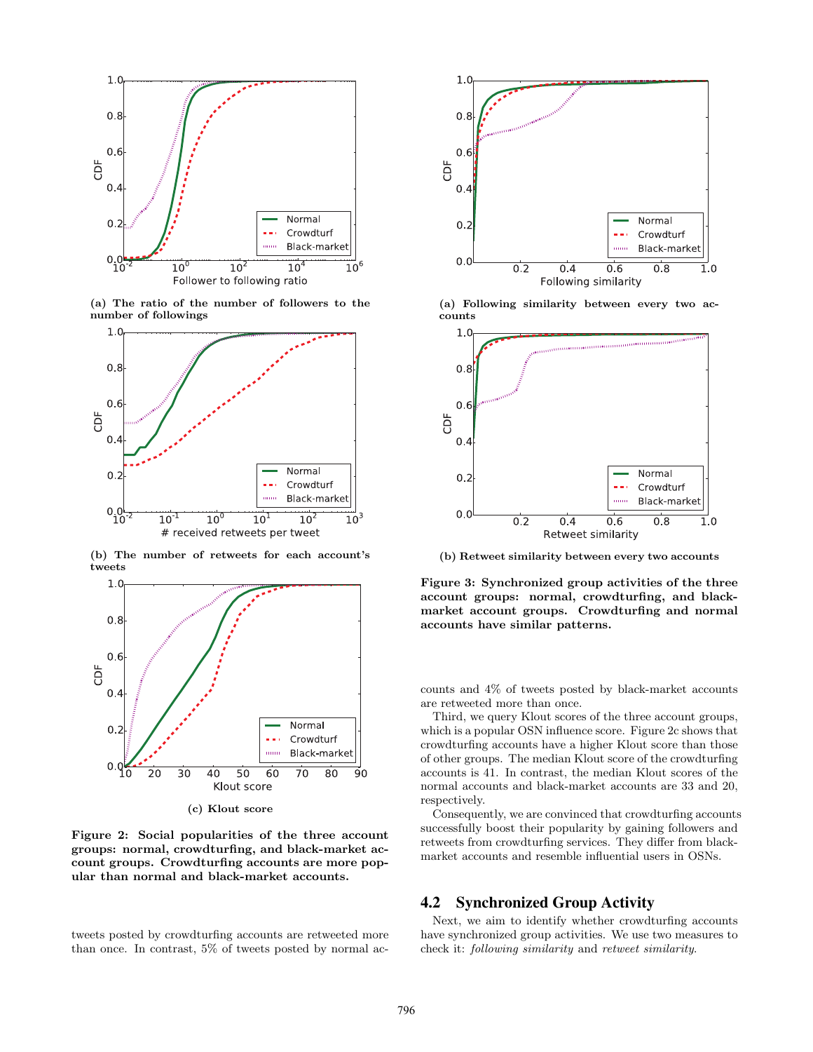(a) The ratio of the number of followers to the number of followings

(b) The number of retweets for each account's tweets

(c) Klout score

**Figure 2: Social popularities of the three account groups: normal, crowdturfing, and black-market account groups. Crowdturfing accounts are more popular than normal and black-market accounts.**

tweets posted by crowdturfing accounts are retweeted more than once. In contrast, 5% of tweets posted by normal accounts and 4% of tweets posted by black-market accounts are retweeted more than once.

Third, we query Klout scores of the three account groups, which is a popular OSN influence score. Figure 2c shows that crowdturfing accounts have a higher Klout score than those of other groups. The median Klout score of the crowdturfing accounts is 41. In contrast, the median Klout scores of the normal accounts and black-market accounts are 33 and 20, respectively.

Consequently, we are convinced that crowdturfing accounts successfully boost their popularity by gaining followers and retweets from crowdturfing services. They differ from black-market accounts and resemble influential users in OSNs.

(a) Following similarity between every two accounts

(b) Retweet similarity between every two accounts

**Figure 3: Synchronized group activities of the three account groups: normal, crowdturfing, and black-market account groups. Crowdturfing and normal accounts have similar patterns.**

## 4.2 Synchronized Group Activity

Next, we aim to identify whether crowdturfing accounts have synchronized group activities. We use two measures to check it: *following similarity* and *retweet similarity*.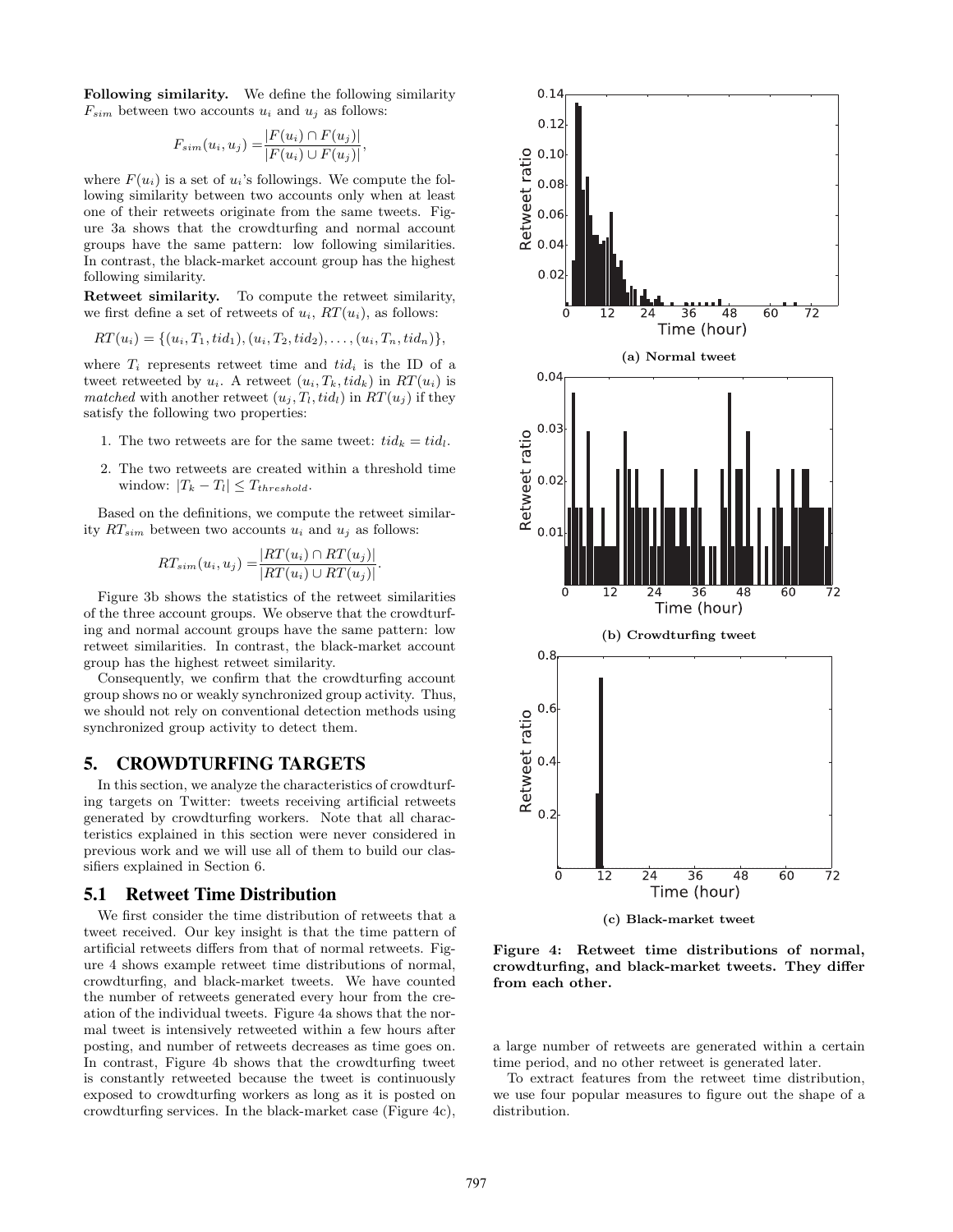**Following similarity.** We define the following similarity $F_{sim}$ between two accounts $u_i$ and $u_j$ as follows:

$$F_{sim}(u_i, u_j) = \frac{|F(u_i) \cap F(u_j)|}{|F(u_i) \cup F(u_j)|},$$

where $F(u_i)$ is a set of $u_i$'s followings. We compute the following similarity between two accounts only when at least one of their retweets originate from the same tweets. Figure 3a shows that the crowdturfing and normal account groups have the same pattern: low following similarities. In contrast, the black-market account group has the highest following similarity.

**Retweet similarity.** To compute the retweet similarity, we first define a set of retweets of $u_i$, $RT(u_i)$, as follows:

$$RT(u_i) = \{(u_i, T_1, tid_1), (u_i, T_2, tid_2), \ldots, (u_i, T_n, tid_n)\},$$

where $T_i$ represents retweet time and $tid_i$ is the ID of a tweet retweeted by $u_i$. A retweet $(u_i, T_k, tid_k)$ in $RT(u_i)$ is *matched* with another retweet $(u_j, T_l, tid_l)$ in $RT(u_j)$ if they satisfy the following two properties:

1. The two retweets are for the same tweet: $tid_k = tid_l$.
2. The two retweets are created within a threshold time window: $|T_k - T_l| \leq T_{threshold}$.

Based on the definitions, we compute the retweet similarity $RT_{sim}$ between two accounts $u_i$ and $u_j$ as follows:

$$RT_{sim}(u_i, u_j) = \frac{|RT(u_i) \cap RT(u_j)|}{|RT(u_i) \cup RT(u_j)|}.$$

Figure 3b shows the statistics of the retweet similarities of the three account groups. We observe that the crowdturfing and normal account groups have the same pattern: low retweet similarities. In contrast, the black-market account group has the highest retweet similarity.

Consequently, we confirm that the crowdturfing account group shows no or weakly synchronized group activity. Thus, we should not rely on conventional detection methods using synchronized group activity to detect them.

# 5. CROWDTURFING TARGETS

In this section, we analyze the characteristics of crowdturfing targets on Twitter: tweets receiving artificial retweets generated by crowdturfing workers. Note that all characteristics explained in this section were never considered in previous work and we will use all of them to build our classifiers explained in Section 6.

## 5.1 Retweet Time Distribution

We first consider the time distribution of retweets that a tweet received. Our key insight is that the time pattern of artificial retweets differs from that of normal retweets. Figure 4 shows example retweet time distributions of normal, crowdturfing, and black-market tweets. We have counted the number of retweets generated every hour from the creation of the individual tweets. Figure 4a shows that the normal tweet is intensively retweeted within a few hours after posting, and number of retweets decreases as time goes on. In contrast, Figure 4b shows that the crowdturfing tweet is constantly retweeted because the tweet is continuously exposed to crowdturfing workers as long as it is posted on crowdturfing services. In the black-market case (Figure 4c), a large number of retweets are generated within a certain time period, and no other retweet is generated later.

To extract features from the retweet time distribution, we use four popular measures to figure out the shape of a distribution.

(a) Normal tweet

(b) Crowdturfing tweet

(c) Black-market tweet

**Figure 4: Retweet time distributions of normal, crowdturfing, and black-market tweets. They differ from each other.**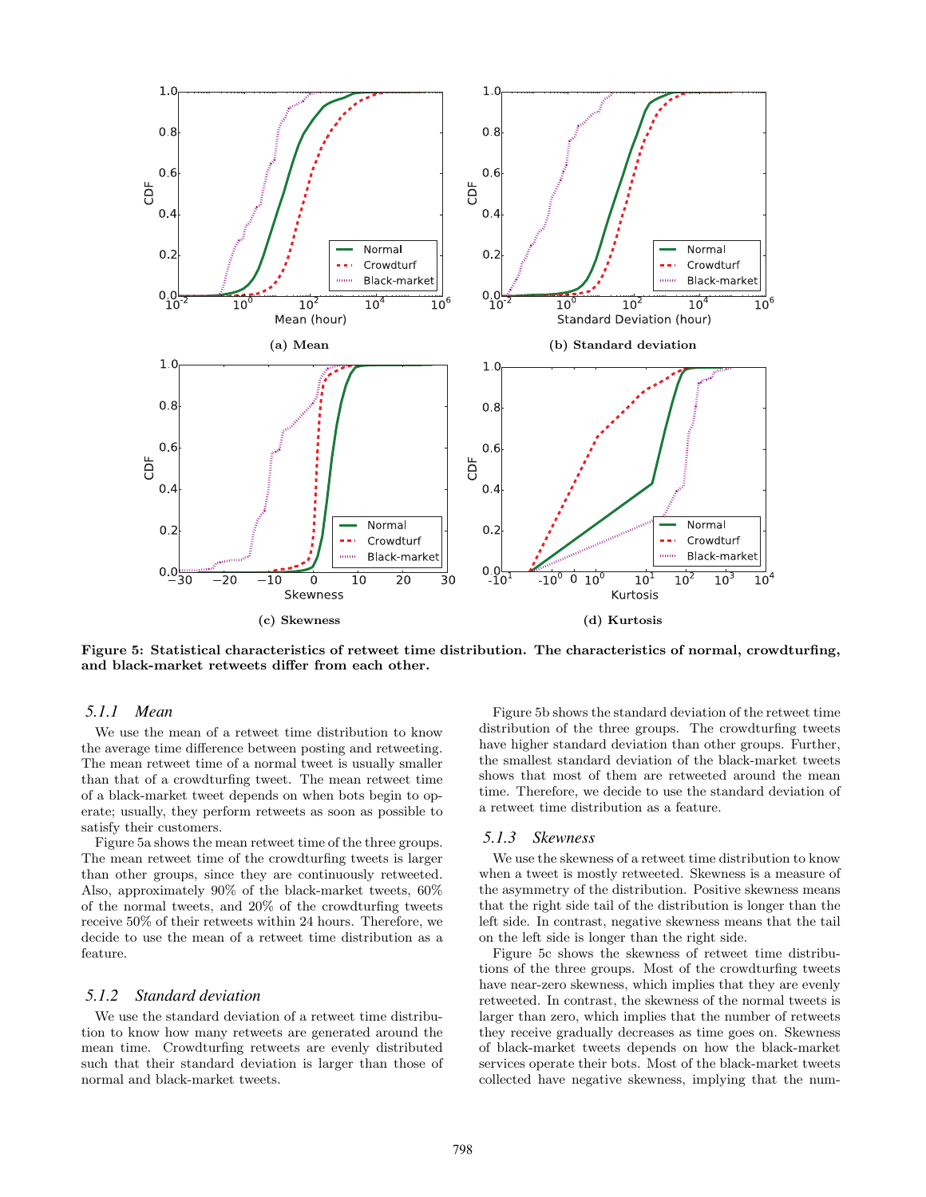**Figure 5: Statistical characteristics of retweet time distribution. The characteristics of normal, crowdturfing, and black-market retweets differ from each other.**

(a) Mean

(b) Standard deviation

(c) Skewness

(d) Kurtosis

### 5.1.1 Mean

We use the mean of a retweet time distribution to know the average time difference between posting and retweeting. The mean retweet time of a normal tweet is usually smaller than that of a crowdturfing tweet. The mean retweet time of a black-market tweet depends on when bots begin to operate; usually, they perform retweets as soon as possible to satisfy their customers.

Figure 5a shows the mean retweet time of the three groups. The mean retweet time of the crowdturfing tweets is larger than other groups, since they are continuously retweeted. Also, approximately 90% of the black-market tweets, 60% of the normal tweets, and 20% of the crowdturfing tweets receive 50% of their retweets within 24 hours. Therefore, we decide to use the mean of a retweet time distribution as a feature.

### 5.1.2 Standard deviation

We use the standard deviation of a retweet time distribution to know how many retweets are generated around the mean time. Crowdturfing retweets are evenly distributed such that their standard deviation is larger than those of normal and black-market tweets.

Figure 5b shows the standard deviation of the retweet time distribution of the three groups. The crowdturfing tweets have higher standard deviation than other groups. Further, the smallest standard deviation of the black-market tweets shows that most of them are retweeted around the mean time. Therefore, we decide to use the standard deviation of a retweet time distribution as a feature.

### 5.1.3 Skewness

We use the skewness of a retweet time distribution to know when a tweet is mostly retweeted. Skewness is a measure of the asymmetry of the distribution. Positive skewness means that the right side tail of the distribution is longer than the left side. In contrast, negative skewness means that the tail on the left side is longer than the right side.

Figure 5c shows the skewness of retweet time distributions of the three groups. Most of the crowdturfing tweets have near-zero skewness, which implies that they are evenly retweeted. In contrast, the skewness of the normal tweets is larger than zero, which implies that the number of retweets they receive gradually decreases as time goes on. Skewness of black-market tweets depends on how the black-market services operate their bots. Most of the black-market tweets collected have negative skewness, implying that the num-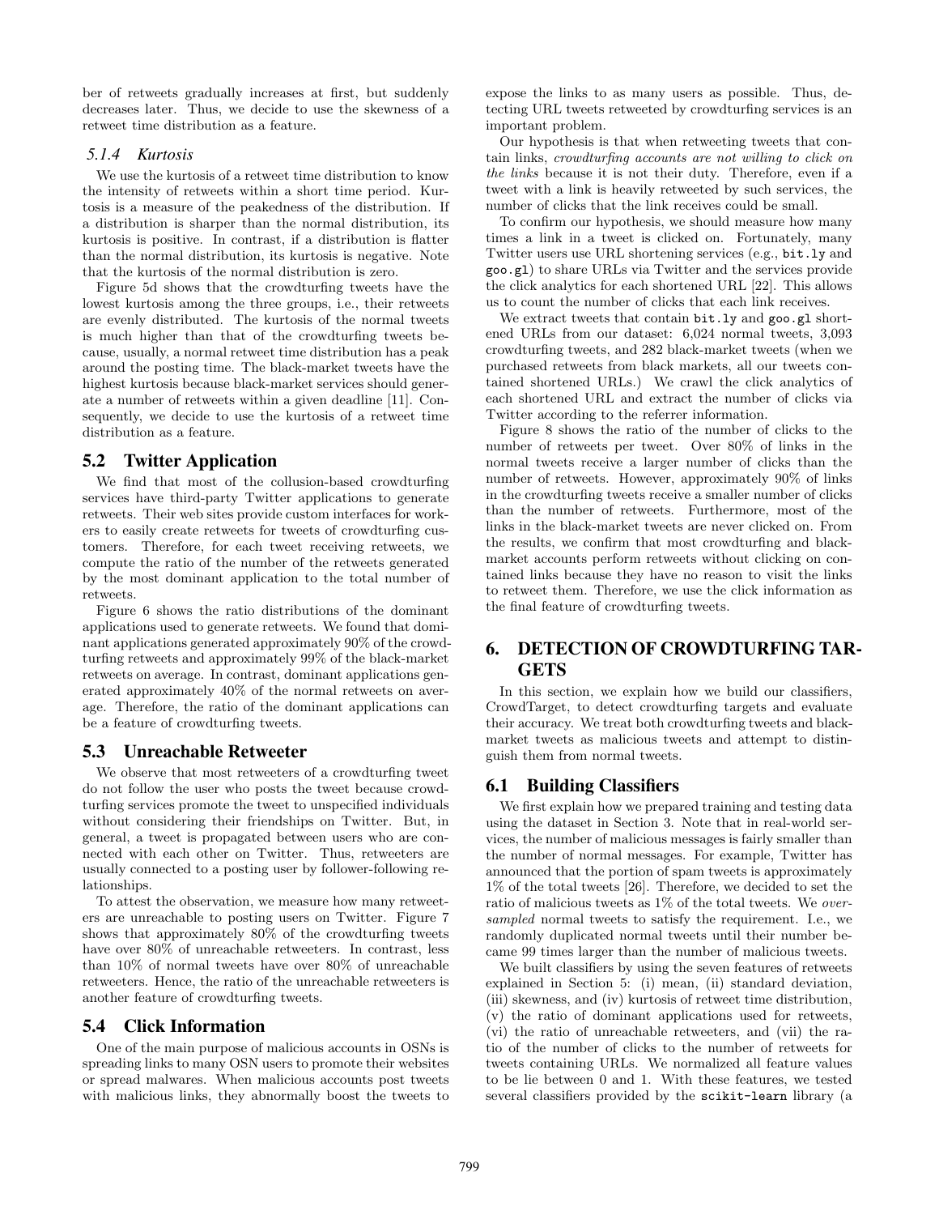ber of retweets gradually increases at first, but suddenly decreases later. Thus, we decide to use the skewness of a retweet time distribution as a feature.

#### 5.1.4 Kurtosis

We use the kurtosis of a retweet time distribution to know the intensity of retweets within a short time period. Kurtosis is a measure of the peakedness of the distribution. If a distribution is sharper than the normal distribution, its kurtosis is positive. In contrast, if a distribution is flatter than the normal distribution, its kurtosis is negative. Note that the kurtosis of the normal distribution is zero.

Figure 5d shows that the crowdturfing tweets have the lowest kurtosis among the three groups, i.e., their retweets are evenly distributed. The kurtosis of the normal tweets is much higher than that of the crowdturfing tweets because, usually, a normal retweet time distribution has a peak around the posting time. The black-market tweets have the highest kurtosis because black-market services should generate a number of retweets within a given deadline [11]. Consequently, we decide to use the kurtosis of a retweet time distribution as a feature.

### 5.2 Twitter Application

We find that most of the collusion-based crowdturfing services have third-party Twitter applications to generate retweets. Their web sites provide custom interfaces for workers to easily create retweets for tweets of crowdturfing customers. Therefore, for each tweet receiving retweets, we compute the ratio of the number of the retweets generated by the most dominant application to the total number of retweets.

Figure 6 shows the ratio distributions of the dominant applications used to generate retweets. We found that dominant applications generated approximately 90% of the crowdturfing retweets and approximately 99% of the black-market retweets on average. In contrast, dominant applications generated approximately 40% of the normal retweets on average. Therefore, the ratio of the dominant applications can be a feature of crowdturfing tweets.

### 5.3 Unreachable Retweeter

We observe that most retweeters of a crowdturfing tweet do not follow the user who posts the tweet because crowdturfing services promote the tweet to unspecified individuals without considering their friendships on Twitter. But, in general, a tweet is propagated between users who are connected with each other on Twitter. Thus, retweeters are usually connected to a posting user by follower-following relationships.

To attest the observation, we measure how many retweeters are unreachable to posting users on Twitter. Figure 7 shows that approximately 80% of the crowdturfing tweets have over 80% of unreachable retweeters. In contrast, less than 10% of normal tweets have over 80% of unreachable retweeters. Hence, the ratio of the unreachable retweeters is another feature of crowdturfing tweets.

### 5.4 Click Information

One of the main purpose of malicious accounts in OSNs is spreading links to many OSN users to promote their websites or spread malwares. When malicious accounts post tweets with malicious links, they abnormally boost the tweets to expose the links to as many users as possible. Thus, detecting URL tweets retweeted by crowdturfing services is an important problem.

Our hypothesis is that when retweeting tweets that contain links, *crowdturfing accounts are not willing to click on the links* because it is not their duty. Therefore, even if a tweet with a link is heavily retweeted by such services, the number of clicks that the link receives could be small.

To confirm our hypothesis, we should measure how many times a link in a tweet is clicked on. Fortunately, many Twitter users use URL shortening services (e.g., `bit.ly` and `goo.gl`) to share URLs via Twitter and the services provide the click analytics for each shortened URL [22]. This allows us to count the number of clicks that each link receives.

We extract tweets that contain `bit.ly` and `goo.gl` shortened URLs from our dataset: 6,024 normal tweets, 3,093 crowdturfing tweets, and 282 black-market tweets (when we purchased retweets from black markets, all our tweets contained shortened URLs.) We crawl the click analytics of each shortened URL and extract the number of clicks via Twitter according to the referrer information.

Figure 8 shows the ratio of the number of clicks to the number of retweets per tweet. Over 80% of links in the normal tweets receive a larger number of clicks than the number of retweets. However, approximately 90% of links in the crowdturfing tweets receive a smaller number of clicks than the number of retweets. Furthermore, most of the links in the black-market tweets are never clicked on. From the results, we confirm that most crowdturfing and black-market accounts perform retweets without clicking on contained links because they have no reason to visit the links to retweet them. Therefore, we use the click information as the final feature of crowdturfing tweets.

## 6. DETECTION OF CROWDTURFING TARGETS

In this section, we explain how we build our classifiers, CrowdTarget, to detect crowdturfing targets and evaluate their accuracy. We treat both crowdturfing tweets and black-market tweets as malicious tweets and attempt to distinguish them from normal tweets.

### 6.1 Building Classifiers

We first explain how we prepared training and testing data using the dataset in Section 3. Note that in real-world services, the number of malicious messages is fairly smaller than the number of normal messages. For example, Twitter has announced that the portion of spam tweets is approximately 1% of the total tweets [26]. Therefore, we decided to set the ratio of malicious tweets as 1% of the total tweets. We *over-sampled* normal tweets to satisfy the requirement. I.e., we randomly duplicated normal tweets until their number became 99 times larger than the number of malicious tweets.

We built classifiers by using the seven features of retweets explained in Section 5: (i) mean, (ii) standard deviation, (iii) skewness, and (iv) kurtosis of retweet time distribution, (v) the ratio of dominant applications used for retweets, (vi) the ratio of unreachable retweeters, and (vii) the ratio of the number of clicks to the number of retweets for tweets containing URLs. We normalized all feature values to be lie between 0 and 1. With these features, we tested several classifiers provided by the `scikit-learn` library (a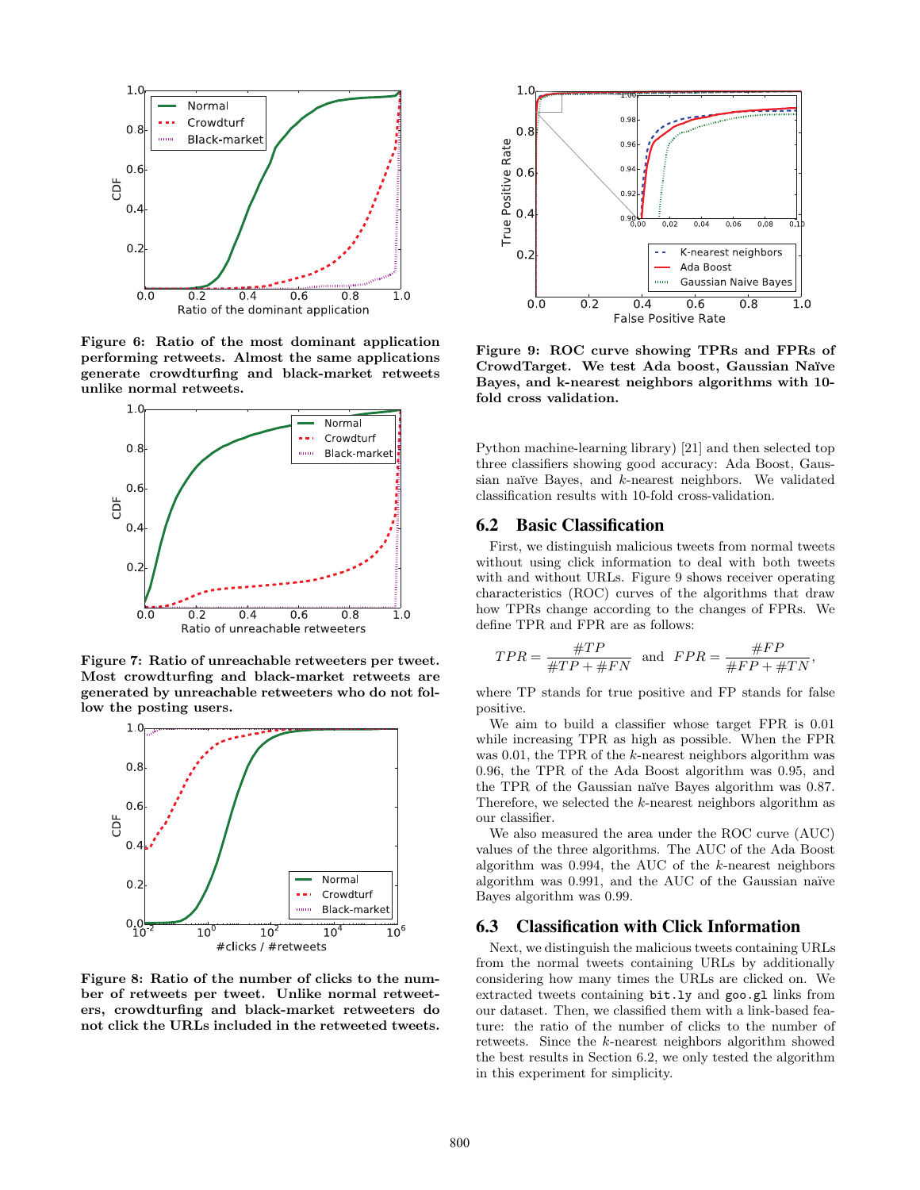**Figure 6: Ratio of the most dominant application performing retweets. Almost the same applications generate crowdturfing and black-market retweets unlike normal retweets.**

**Figure 7: Ratio of unreachable retweeters per tweet. Most crowdturfing and black-market retweets are generated by unreachable retweeters who do not follow the posting users.**

**Figure 8: Ratio of the number of clicks to the number of retweets per tweet. Unlike normal retweeters, crowdturfing and black-market retweeters do not click the URLs included in the retweeted tweets.**

**Figure 9: ROC curve showing TPRs and FPRs of CrowdTarget. We test Ada boost, Gaussian Naïve Bayes, and k-nearest neighbors algorithms with 10-fold cross validation.**

Python machine-learning library) [21] and then selected top three classifiers showing good accuracy: Ada Boost, Gaussian naïve Bayes, and $k$-nearest neighbors. We validated classification results with 10-fold cross-validation.

## 6.2 Basic Classification

First, we distinguish malicious tweets from normal tweets without using click information to deal with both tweets with and without URLs. Figure 9 shows receiver operating characteristics (ROC) curves of the algorithms that draw how TPRs change according to the changes of FPRs. We define TPR and FPR are as follows:

$$TPR = \frac{\#TP}{\#TP + \#FN} \quad \text{and} \quad FPR = \frac{\#FP}{\#FP + \#TN},$$

where TP stands for true positive and FP stands for false positive.

We aim to build a classifier whose target FPR is 0.01 while increasing TPR as high as possible. When the FPR was 0.01, the TPR of the $k$-nearest neighbors algorithm was 0.96, the TPR of the Ada Boost algorithm was 0.95, and the TPR of the Gaussian naïve Bayes algorithm was 0.87. Therefore, we selected the $k$-nearest neighbors algorithm as our classifier.

We also measured the area under the ROC curve (AUC) values of the three algorithms. The AUC of the Ada Boost algorithm was 0.994, the AUC of the $k$-nearest neighbors algorithm was 0.991, and the AUC of the Gaussian naïve Bayes algorithm was 0.99.

## 6.3 Classification with Click Information

Next, we distinguish the malicious tweets containing URLs from the normal tweets containing URLs by additionally considering how many times the URLs are clicked on. We extracted tweets containing `bit.ly` and `goo.gl` links from our dataset. Then, we classified them with a link-based feature: the ratio of the number of clicks to the number of retweets. Since the $k$-nearest neighbors algorithm showed the best results in Section 6.2, we only tested the algorithm in this experiment for simplicity.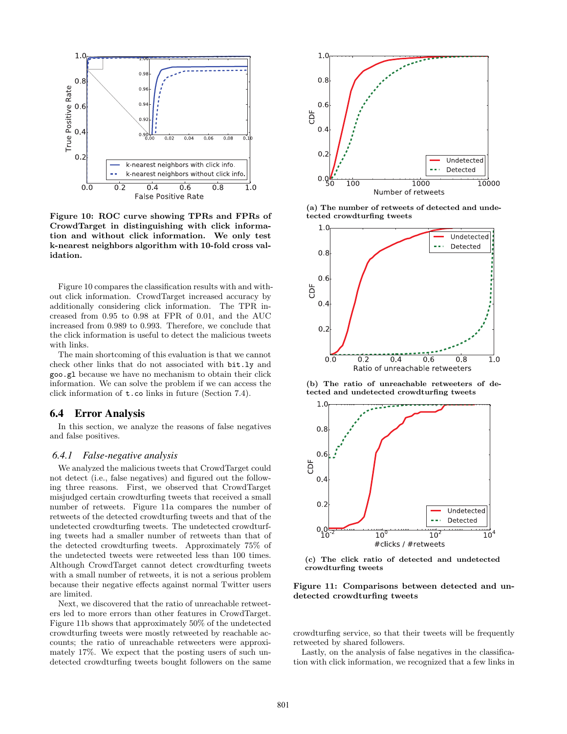Figure 10: ROC curve showing TPRs and FPRs of CrowdTarget in distinguishing with click information and without click information. We only test k-nearest neighbors algorithm with 10-fold cross validation.

Figure 10 compares the classification results with and without click information. CrowdTarget increased accuracy by additionally considering click information. The TPR increased from 0.95 to 0.98 at FPR of 0.01, and the AUC increased from 0.989 to 0.993. Therefore, we conclude that the click information is useful to detect the malicious tweets with links.

The main shortcoming of this evaluation is that we cannot check other links that do not associated with `bit.ly` and `goo.gl` because we have no mechanism to obtain their click information. We can solve the problem if we can access the click information of `t.co` links in future (Section 7.4).

## 6.4 Error Analysis

In this section, we analyze the reasons of false negatives and false positives.

### 6.4.1 False-negative analysis

We analyzed the malicious tweets that CrowdTarget could not detect (i.e., false negatives) and figured out the following three reasons. First, we observed that CrowdTarget misjudged certain crowdturfing tweets that received a small number of retweets. Figure 11a compares the number of retweets of the detected crowdturfing tweets and that of the undetected crowdturfing tweets. The undetected crowdturfing tweets had a smaller number of retweets than that of the detected crowdturfing tweets. Approximately 75% of the undetected tweets were retweeted less than 100 times. Although CrowdTarget cannot detect crowdturfing tweets with a small number of retweets, it is not a serious problem because their negative effects against normal Twitter users are limited.

Next, we discovered that the ratio of unreachable retweeters led to more errors than other features in CrowdTarget. Figure 11b shows that approximately 50% of the undetected crowdturfing tweets were mostly retweeted by reachable accounts; the ratio of unreachable retweeters were approximately 17%. We expect that the posting users of such undetected crowdturfing tweets bought followers on the same crowdturfing service, so that their tweets will be frequently retweeted by shared followers.

(a) The number of retweets of detected and undetected crowdturfing tweets

(b) The ratio of unreachable retweeters of detected and undetected crowdturfing tweets

(c) The click ratio of detected and undetected crowdturfing tweets

Figure 11: Comparisons between detected and undetected crowdturfing tweets

Lastly, on the analysis of false negatives in the classification with click information, we recognized that a few links in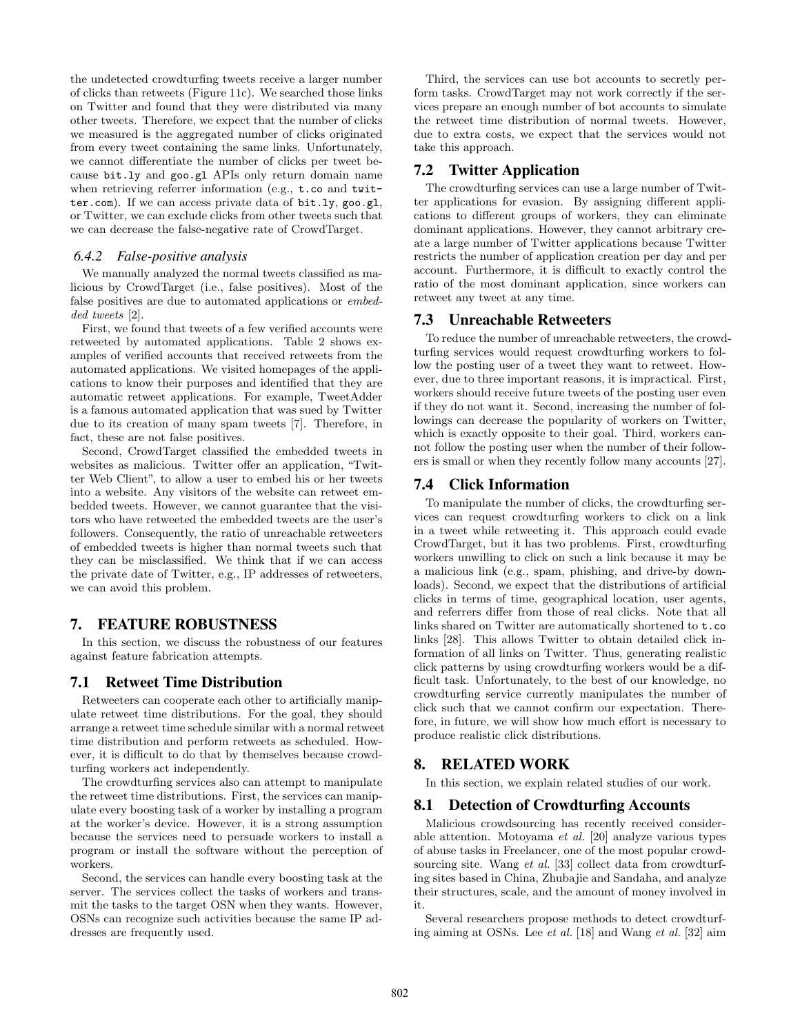the undetected crowdturfing tweets receive a larger number of clicks than retweets (Figure 11c). We searched those links on Twitter and found that they were distributed via many other tweets. Therefore, we expect that the number of clicks we measured is the aggregated number of clicks originated from every tweet containing the same links. Unfortunately, we cannot differentiate the number of clicks per tweet because `bit.ly` and `goo.gl` APIs only return domain name when retrieving referrer information (e.g., `t.co` and `twitter.com`). If we can access private data of `bit.ly`, `goo.gl`, or Twitter, we can exclude clicks from other tweets such that we can decrease the false-negative rate of CrowdTarget.

#### 6.4.2 False-positive analysis

We manually analyzed the normal tweets classified as malicious by CrowdTarget (i.e., false positives). Most of the false positives are due to automated applications or *embedded tweets* [2].

First, we found that tweets of a few verified accounts were retweeted by automated applications. Table 2 shows examples of verified accounts that received retweets from the automated applications. We visited homepages of the applications to know their purposes and identified that they are automatic retweet applications. For example, TweetAdder is a famous automated application that was sued by Twitter due to its creation of many spam tweets [7]. Therefore, in fact, these are not false positives.

Second, CrowdTarget classified the embedded tweets in websites as malicious. Twitter offer an application, "Twitter Web Client", to allow a user to embed his or her tweets into a website. Any visitors of the website can retweet embedded tweets. However, we cannot guarantee that the visitors who have retweeted the embedded tweets are the user's followers. Consequently, the ratio of unreachable retweeters of embedded tweets is higher than normal tweets such that they can be misclassified. We think that if we can access the private date of Twitter, e.g., IP addresses of retweeters, we can avoid this problem.

## 7. FEATURE ROBUSTNESS

In this section, we discuss the robustness of our features against feature fabrication attempts.

### 7.1 Retweet Time Distribution

Retweeters can cooperate each other to artificially manipulate retweet time distributions. For the goal, they should arrange a retweet time schedule similar with a normal retweet time distribution and perform retweets as scheduled. However, it is difficult to do that by themselves because crowdturfing workers act independently.

The crowdturfing services also can attempt to manipulate the retweet time distributions. First, the services can manipulate every boosting task of a worker by installing a program at the worker's device. However, it is a strong assumption because the services need to persuade workers to install a program or install the software without the perception of workers.

Second, the services can handle every boosting task at the server. The services collect the tasks of workers and transmit the tasks to the target OSN when they wants. However, OSNs can recognize such activities because the same IP addresses are frequently used.

Third, the services can use bot accounts to secretly perform tasks. CrowdTarget may not work correctly if the services prepare an enough number of bot accounts to simulate the retweet time distribution of normal tweets. However, due to extra costs, we expect that the services would not take this approach.

### 7.2 Twitter Application

The crowdturfing services can use a large number of Twitter applications for evasion. By assigning different applications to different groups of workers, they can eliminate dominant applications. However, they cannot arbitrary create a large number of Twitter applications because Twitter restricts the number of application creation per day and per account. Furthermore, it is difficult to exactly control the ratio of the most dominant application, since workers can retweet any tweet at any time.

### 7.3 Unreachable Retweeters

To reduce the number of unreachable retweeters, the crowdturfing services would request crowdturfing workers to follow the posting user of a tweet they want to retweet. However, due to three important reasons, it is impractical. First, workers should receive future tweets of the posting user even if they do not want it. Second, increasing the number of followings can decrease the popularity of workers on Twitter, which is exactly opposite to their goal. Third, workers cannot follow the posting user when the number of their followers is small or when they recently follow many accounts [27].

### 7.4 Click Information

To manipulate the number of clicks, the crowdturfing services can request crowdturfing workers to click on a link in a tweet while retweeting it. This approach could evade CrowdTarget, but it has two problems. First, crowdturfing workers unwilling to click on such a link because it may be a malicious link (e.g., spam, phishing, and drive-by downloads). Second, we expect that the distributions of artificial clicks in terms of time, geographical location, user agents, and referrers differ from those of real clicks. Note that all links shared on Twitter are automatically shortened to `t.co` links [28]. This allows Twitter to obtain detailed click information of all links on Twitter. Thus, generating realistic click patterns by using crowdturfing workers would be a difficult task. Unfortunately, to the best of our knowledge, no crowdturfing service currently manipulates the number of click such that we cannot confirm our expectation. Therefore, in future, we will show how much effort is necessary to produce realistic click distributions.

## 8. RELATED WORK

In this section, we explain related studies of our work.

### 8.1 Detection of Crowdturfing Accounts

Malicious crowdsourcing has recently received considerable attention. Motoyama *et al.* [20] analyze various types of abuse tasks in Freelancer, one of the most popular crowdsourcing site. Wang *et al.* [33] collect data from crowdturfing sites based in China, Zhubajie and Sandaha, and analyze their structures, scale, and the amount of money involved in it.

Several researchers propose methods to detect crowdturfing aiming at OSNs. Lee *et al.* [18] and Wang *et al.* [32] aim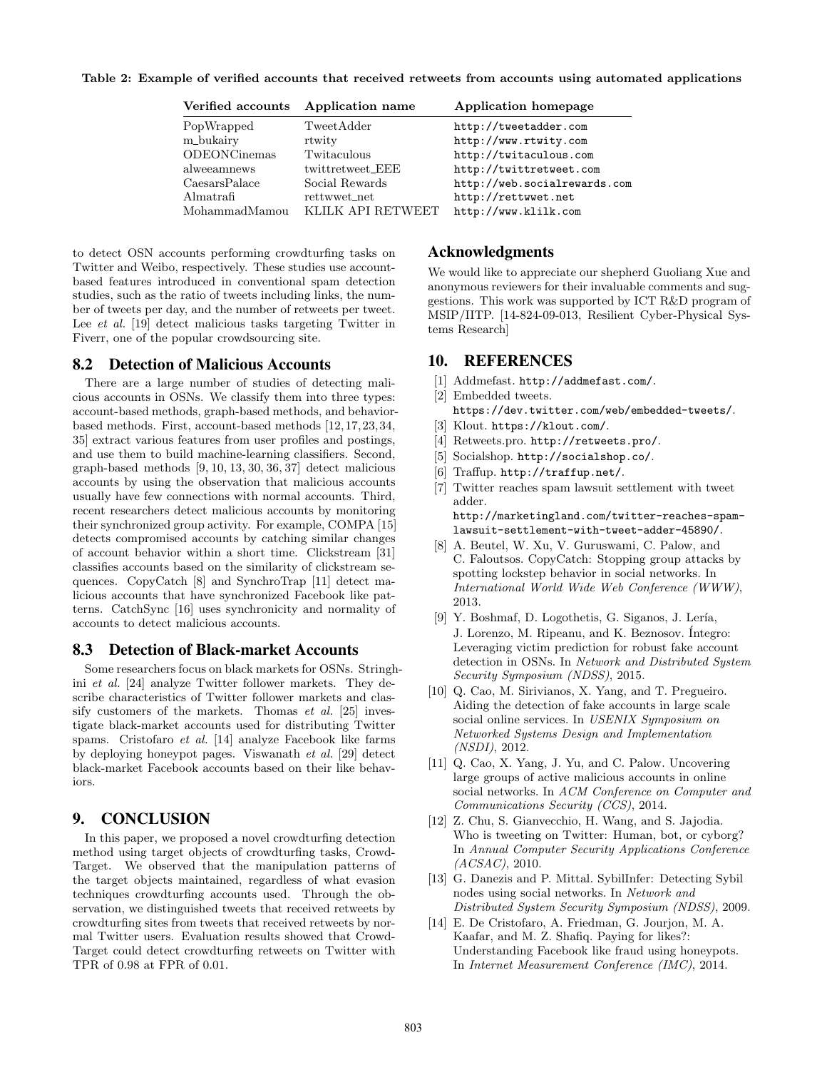**Table 2: Example of verified accounts that received retweets from accounts using automated applications**

| Verified accounts | Application name | Application homepage |
|---|---|---|
| PopWrapped | TweetAdder | http://tweetadder.com |
| m_bukairy | rtwity | http://www.rtwity.com |
| ODEONCinemas | Twitaculous | http://twitaculous.com |
| alweeamnews | twittretweet_EEE | http://twittretweet.com |
| CaesarsPalace | Social Rewards | http://web.socialrewards.com |
| Almatrafi | rettwwet_net | http://rettwwet.net |
| MohammadMamou | KLILK API RETWEET | http://www.klilk.com |

to detect OSN accounts performing crowdturfing tasks on Twitter and Weibo, respectively. These studies use account-based features introduced in conventional spam detection studies, such as the ratio of tweets including links, the number of tweets per day, and the number of retweets per tweet. Lee *et al.* [19] detect malicious tasks targeting Twitter in Fiverr, one of the popular crowdsourcing site.

## 8.2 Detection of Malicious Accounts

There are a large number of studies of detecting malicious accounts in OSNs. We classify them into three types: account-based methods, graph-based methods, and behavior-based methods. First, account-based methods [12, 17, 23, 34, 35] extract various features from user profiles and postings, and use them to build machine-learning classifiers. Second, graph-based methods [9, 10, 13, 30, 36, 37] detect malicious accounts by using the observation that malicious accounts usually have few connections with normal accounts. Third, recent researchers detect malicious accounts by monitoring their synchronized group activity. For example, COMPA [15] detects compromised accounts by catching similar changes of account behavior within a short time. Clickstream [31] classifies accounts based on the similarity of clickstream sequences. CopyCatch [8] and SynchroTrap [11] detect malicious accounts that have synchronized Facebook like patterns. CatchSync [16] uses synchronicity and normality of accounts to detect malicious accounts.

## 8.3 Detection of Black-market Accounts

Some researchers focus on black markets for OSNs. Stringhini *et al.* [24] analyze Twitter follower markets. They describe characteristics of Twitter follower markets and classify customers of the markets. Thomas *et al.* [25] investigate black-market accounts used for distributing Twitter spams. Cristofaro *et al.* [14] analyze Facebook like farms by deploying honeypot pages. Viswanath *et al.* [29] detect black-market Facebook accounts based on their like behaviors.

# 9. CONCLUSION

In this paper, we proposed a novel crowdturfing detection method using target objects of crowdturfing tasks, CrowdTarget. We observed that the manipulation patterns of the target objects maintained, regardless of what evasion techniques crowdturfing accounts used. Through the observation, we distinguished tweets that received retweets by crowdturfing sites from tweets that received retweets by normal Twitter users. Evaluation results showed that CrowdTarget could detect crowdturfing retweets on Twitter with TPR of 0.98 at FPR of 0.01.

## Acknowledgments

We would like to appreciate our shepherd Guoliang Xue and anonymous reviewers for their invaluable comments and suggestions. This work was supported by ICT R&D program of MSIP/IITP. [14-824-09-013, Resilient Cyber-Physical Systems Research]

# 10. REFERENCES

[1] Addmefast. http://addmefast.com/.

[2] Embedded tweets. https://dev.twitter.com/web/embedded-tweets/.

[3] Klout. https://klout.com/.

[4] Retweets.pro. http://retweets.pro/.

[5] Socialshop. http://socialshop.co/.

[6] Traffup. http://traffup.net/.

[7] Twitter reaches spam lawsuit settlement with tweet adder. http://marketingland.com/twitter-reaches-spam-lawsuit-settlement-with-tweet-adder-45890/.

[8] A. Beutel, W. Xu, V. Guruswami, C. Palow, and C. Faloutsos. CopyCatch: Stopping group attacks by spotting lockstep behavior in social networks. In *International World Wide Web Conference (WWW)*, 2013.

[9] Y. Boshmaf, D. Logothetis, G. Siganos, J. Lería, J. Lorenzo, M. Ripeanu, and K. Beznosov. Íntegro: Leveraging victim prediction for robust fake account detection in OSNs. In *Network and Distributed System Security Symposium (NDSS)*, 2015.

[10] Q. Cao, M. Sirivianos, X. Yang, and T. Pregueiro. Aiding the detection of fake accounts in large scale social online services. In *USENIX Symposium on Networked Systems Design and Implementation (NSDI)*, 2012.

[11] Q. Cao, X. Yang, J. Yu, and C. Palow. Uncovering large groups of active malicious accounts in online social networks. In *ACM Conference on Computer and Communications Security (CCS)*, 2014.

[12] Z. Chu, S. Gianvecchio, H. Wang, and S. Jajodia. Who is tweeting on Twitter: Human, bot, or cyborg? In *Annual Computer Security Applications Conference (ACSAC)*, 2010.

[13] G. Danezis and P. Mittal. SybilInfer: Detecting Sybil nodes using social networks. In *Network and Distributed System Security Symposium (NDSS)*, 2009.

[14] E. De Cristofaro, A. Friedman, G. Jourjon, M. A. Kaafar, and M. Z. Shafiq. Paying for likes?: Understanding Facebook like fraud using honeypots. In *Internet Measurement Conference (IMC)*, 2014.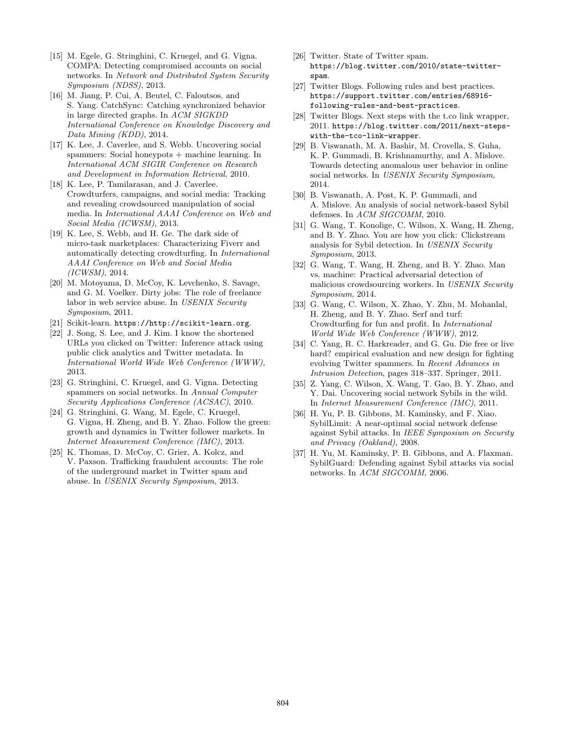[15] M. Egele, G. Stringhini, C. Kruegel, and G. Vigna. COMPA: Detecting compromised accounts on social networks. In *Network and Distributed System Security Symposium (NDSS)*, 2013.

[16] M. Jiang, P. Cui, A. Beutel, C. Faloutsos, and S. Yang. CatchSync: Catching synchronized behavior in large directed graphs. In *ACM SIGKDD International Conference on Knowledge Discovery and Data Mining (KDD)*, 2014.

[17] K. Lee, J. Caverlee, and S. Webb. Uncovering social spammers: Social honeypots + machine learning. In *International ACM SIGIR Conference on Research and Development in Information Retrieval*, 2010.

[18] K. Lee, P. Tamilarasan, and J. Caverlee. Crowdturfers, campaigns, and social media: Tracking and revealing crowdsourced manipulation of social media. In *International AAAI Conference on Web and Social Media (ICWSM)*, 2013.

[19] K. Lee, S. Webb, and H. Ge. The dark side of micro-task marketplaces: Characterizing Fiverr and automatically detecting crowdturfing. In *International AAAI Conference on Web and Social Media (ICWSM)*, 2014.

[20] M. Motoyama, D. McCoy, K. Levchenko, S. Savage, and G. M. Voelker. Dirty jobs: The role of freelance labor in web service abuse. In *USENIX Security Symposium*, 2011.

[21] Scikit-learn. `https://http://scikit-learn.org`.

[22] J. Song, S. Lee, and J. Kim. I know the shortened URLs you clicked on Twitter: Inference attack using public click analytics and Twitter metadata. In *International World Wide Web Conference (WWW)*, 2013.

[23] G. Stringhini, C. Kruegel, and G. Vigna. Detecting spammers on social networks. In *Annual Computer Security Applications Conference (ACSAC)*, 2010.

[24] G. Stringhini, G. Wang, M. Egele, C. Kruegel, G. Vigna, H. Zheng, and B. Y. Zhao. Follow the green: growth and dynamics in Twitter follower markets. In *Internet Measurement Conference (IMC)*, 2013.

[25] K. Thomas, D. McCoy, C. Grier, A. Kolcz, and V. Paxson. Trafficking fraudulent accounts: The role of the underground market in Twitter spam and abuse. In *USENIX Security Symposium*, 2013.

[26] Twitter. State of Twitter spam. `https://blog.twitter.com/2010/state-twitter-spam`.

[27] Twitter Blogs. Following rules and best practices. `https://support.twitter.com/entries/68916-following-rules-and-best-practices`.

[28] Twitter Blogs. Next steps with the t.co link wrapper, 2011. `https://blog.twitter.com/2011/next-steps-with-the-tco-link-wrapper`.

[29] B. Viswanath, M. A. Bashir, M. Crovella, S. Guha, K. P. Gummadi, B. Krishnamurthy, and A. Mislove. Towards detecting anomalous user behavior in online social networks. In *USENIX Security Symposium*, 2014.

[30] B. Viswanath, A. Post, K. P. Gummadi, and A. Mislove. An analysis of social network-based Sybil defenses. In *ACM SIGCOMM*, 2010.

[31] G. Wang, T. Konolige, C. Wilson, X. Wang, H. Zheng, and B. Y. Zhao. You are how you click: Clickstream analysis for Sybil detection. In *USENIX Security Symposium*, 2013.

[32] G. Wang, T. Wang, H. Zheng, and B. Y. Zhao. Man vs. machine: Practical adversarial detection of malicious crowdsourcing workers. In *USENIX Security Symposium*, 2014.

[33] G. Wang, C. Wilson, X. Zhao, Y. Zhu, M. Mohanlal, H. Zheng, and B. Y. Zhao. Serf and turf: Crowdturfing for fun and profit. In *International World Wide Web Conference (WWW)*, 2012.

[34] C. Yang, R. C. Harkreader, and G. Gu. Die free or live hard? empirical evaluation and new design for fighting evolving Twitter spammers. In *Recent Advances in Intrusion Detection*, pages 318–337. Springer, 2011.

[35] Z. Yang, C. Wilson, X. Wang, T. Gao, B. Y. Zhao, and Y. Dai. Uncovering social network Sybils in the wild. In *Internet Measurement Conference (IMC)*, 2011.

[36] H. Yu, P. B. Gibbons, M. Kaminsky, and F. Xiao. SybilLimit: A near-optimal social network defense against Sybil attacks. In *IEEE Symposium on Security and Privacy (Oakland)*, 2008.

[37] H. Yu, M. Kaminsky, P. B. Gibbons, and A. Flaxman. SybilGuard: Defending against Sybil attacks via social networks. In *ACM SIGCOMM*, 2006.